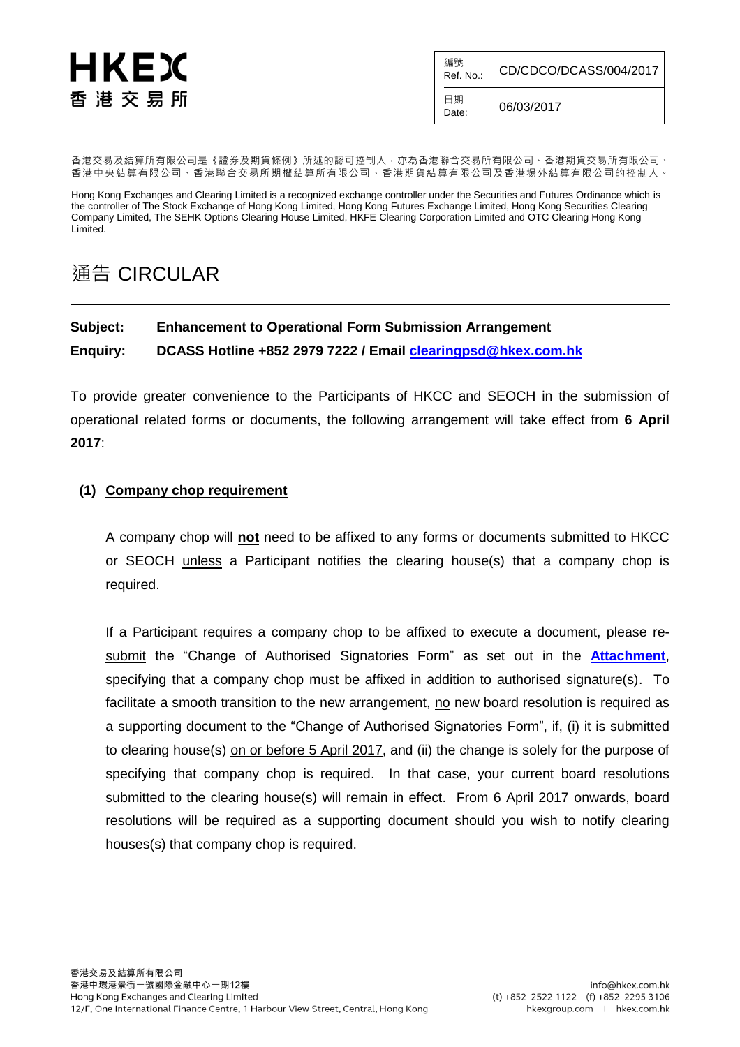HKEX
香港交易所

| 編號 Ref. No.: | CD/CDCO/DCASS/004/2017 |
|---|---|
| 日期 Date: | 06/03/2017 |

香港交易及結算所有限公司是《證券及期貨條例》所述的認可控制人，亦為香港聯合交易所有限公司、香港期貨交易所有限公司、香港中央結算有限公司、香港聯合交易所期權結算所有限公司、香港期貨結算有限公司及香港場外結算有限公司的控制人。

Hong Kong Exchanges and Clearing Limited is a recognized exchange controller under the Securities and Futures Ordinance which is the controller of The Stock Exchange of Hong Kong Limited, Hong Kong Futures Exchange Limited, Hong Kong Securities Clearing Company Limited, The SEHK Options Clearing House Limited, HKFE Clearing Corporation Limited and OTC Clearing Hong Kong Limited.

# 通告 CIRCULAR

**Subject: Enhancement to Operational Form Submission Arrangement**

**Enquiry: DCASS Hotline +852 2979 7222 / Email clearingpsd@hkex.com.hk**

To provide greater convenience to the Participants of HKCC and SEOCH in the submission of operational related forms or documents, the following arrangement will take effect from **6 April 2017**:

**(1) Company chop requirement**

A company chop will **not** need to be affixed to any forms or documents submitted to HKCC or SEOCH unless a Participant notifies the clearing house(s) that a company chop is required.

If a Participant requires a company chop to be affixed to execute a document, please re-submit the "Change of Authorised Signatories Form" as set out in the **Attachment**, specifying that a company chop must be affixed in addition to authorised signature(s). To facilitate a smooth transition to the new arrangement, no new board resolution is required as a supporting document to the "Change of Authorised Signatories Form", if, (i) it is submitted to clearing house(s) on or before 5 April 2017, and (ii) the change is solely for the purpose of specifying that company chop is required. In that case, your current board resolutions submitted to the clearing house(s) will remain in effect. From 6 April 2017 onwards, board resolutions will be required as a supporting document should you wish to notify clearing houses(s) that company chop is required.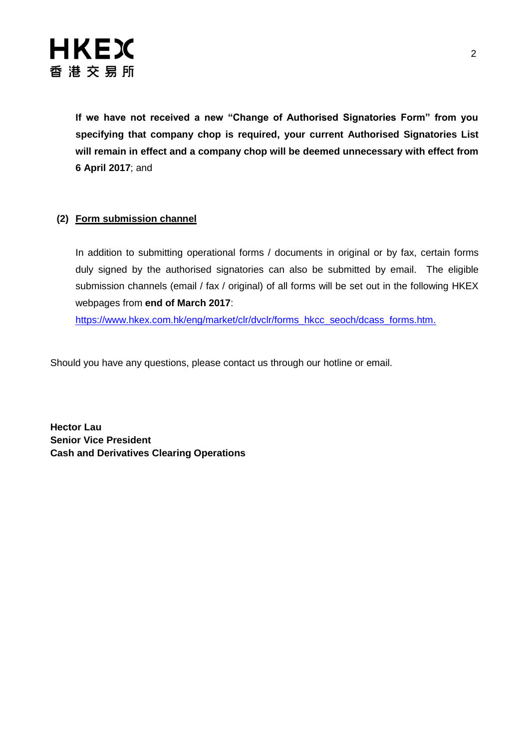**If we have not received a new "Change of Authorised Signatories Form" from you specifying that company chop is required, your current Authorised Signatories List will remain in effect and a company chop will be deemed unnecessary with effect from 6 April 2017**; and

**(2) Form submission channel**

In addition to submitting operational forms / documents in original or by fax, certain forms duly signed by the authorised signatories can also be submitted by email. The eligible submission channels (email / fax / original) of all forms will be set out in the following HKEX webpages from **end of March 2017**:

https://www.hkex.com.hk/eng/market/clr/dvclr/forms_hkcc_seoch/dcass_forms.htm.

Should you have any questions, please contact us through our hotline or email.

**Hector Lau**
**Senior Vice President**
**Cash and Derivatives Clearing Operations**